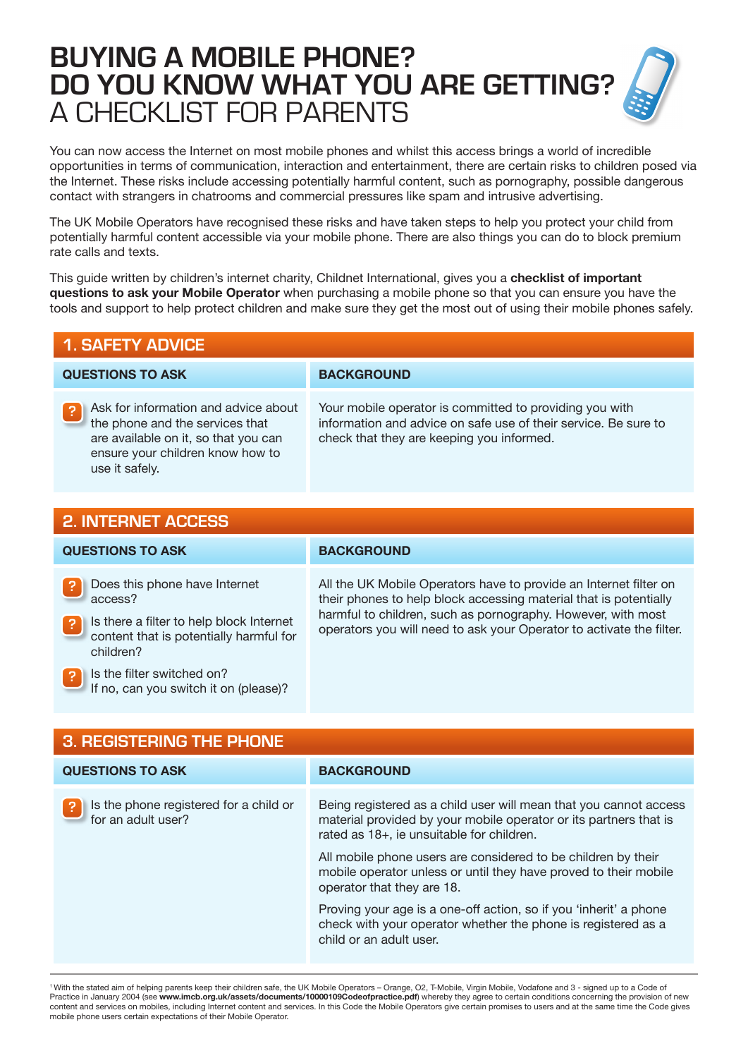# BUYING A MOBILE PHONE? DO YOU KNOW WHAT YOU ARE GETTING?

## A CHECKLIST FOR PARENTS

You can now access the Internet on most mobile phones and whilst this access brings a world of incredible opportunities in terms of communication, interaction and entertainment, there are certain risks to children posed via the Internet. These risks include accessing potentially harmful content, such as pornography, possible dangerous contact with strangers in chatrooms and commercial pressures like spam and intrusive advertising.

The UK Mobile Operators have recognised these risks and have taken steps to help you protect your child from potentially harmful content accessible via your mobile phone. There are also things you can do to block premium rate calls and texts.

This guide written by children's internet charity, Childnet International, gives you a **checklist of important questions to ask your Mobile Operator** when purchasing a mobile phone so that you can ensure you have the tools and support to help protect children and make sure they get the most out of using their mobile phones safely.

## 1. SAFETY ADVICE

| QUESTIONS TO ASK | BACKGROUND |
| --- | --- |
| Ask for information and advice about the phone and the services that are available on it, so that you can ensure your children know how to use it safely. | Your mobile operator is committed to providing you with information and advice on safe use of their service. Be sure to check that they are keeping you informed. |

## 2. INTERNET ACCESS

| QUESTIONS TO ASK | BACKGROUND |
| --- | --- |
| Does this phone have Internet access?<br>Is there a filter to help block Internet content that is potentially harmful for children?<br>Is the filter switched on? If no, can you switch it on (please)? | All the UK Mobile Operators have to provide an Internet filter on their phones to help block accessing material that is potentially harmful to children, such as pornography. However, with most operators you will need to ask your Operator to activate the filter. |

## 3. REGISTERING THE PHONE

| QUESTIONS TO ASK | BACKGROUND |
| --- | --- |
| Is the phone registered for a child or for an adult user? | Being registered as a child user will mean that you cannot access material provided by your mobile operator or its partners that is rated as 18+, ie unsuitable for children.<br>All mobile phone users are considered to be children by their mobile operator unless or until they have proved to their mobile operator that they are 18.<br>Proving your age is a one-off action, so if you 'inherit' a phone check with your operator whether the phone is registered as a child or an adult user. |

[1] With the stated aim of helping parents keep their children safe, the UK Mobile Operators – Orange, O2, T-Mobile, Virgin Mobile, Vodafone and 3 - signed up to a Code of Practice in January 2004 (see **www.imcb.org.uk/assets/documents/10000109Codeofpractice.pdf**) whereby they agree to certain conditions concerning the provision of new content and services on mobiles, including Internet content and services. In this Code the Mobile Operators give certain promises to users and at the same time the Code gives mobile phone users certain expectations of their Mobile Operator.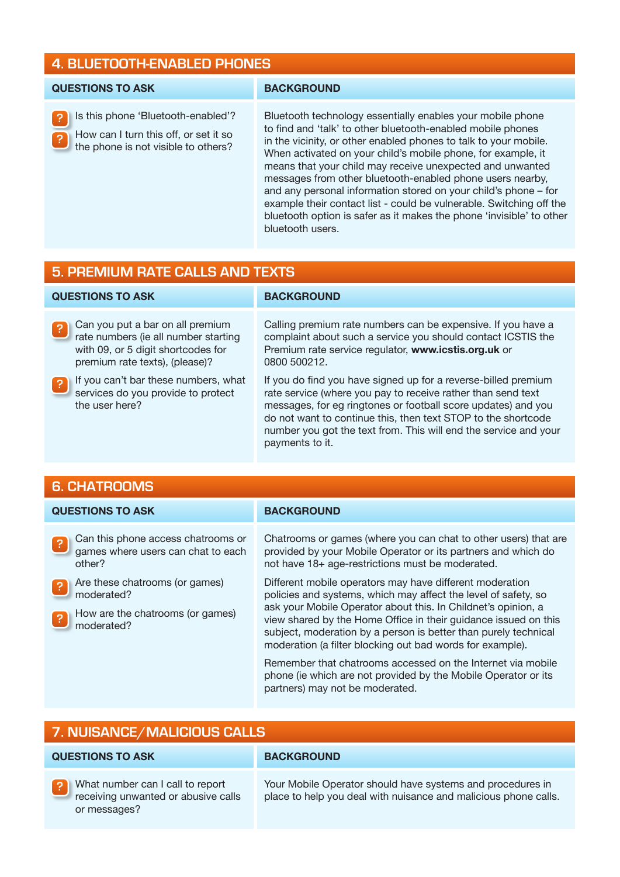## 4. BLUETOOTH-ENABLED PHONES

| QUESTIONS TO ASK | BACKGROUND |
| --- | --- |
| ? Is this phone 'Bluetooth-enabled'?<br>? How can I turn this off, or set it so the phone is not visible to others? | Bluetooth technology essentially enables your mobile phone to find and 'talk' to other bluetooth-enabled mobile phones in the vicinity, or other enabled phones to talk to your mobile. When activated on your child's mobile phone, for example, it means that your child may receive unexpected and unwanted messages from other bluetooth-enabled phone users nearby, and any personal information stored on your child's phone – for example their contact list - could be vulnerable. Switching off the bluetooth option is safer as it makes the phone 'invisible' to other bluetooth users. |

## 5. PREMIUM RATE CALLS AND TEXTS

| QUESTIONS TO ASK | BACKGROUND |
| --- | --- |
| ? Can you put a bar on all premium rate numbers (ie all number starting with 09, or 5 digit shortcodes for premium rate texts), (please)?<br>? If you can't bar these numbers, what services do you provide to protect the user here? | Calling premium rate numbers can be expensive. If you have a complaint about such a service you should contact ICSTIS the Premium rate service regulator, **www.icstis.org.uk** or 0800 500212.<br>If you do find you have signed up for a reverse-billed premium rate service (where you pay to receive rather than send text messages, for eg ringtones or football score updates) and you do not want to continue this, then text STOP to the shortcode number you got the text from. This will end the service and your payments to it. |

## 6. CHATROOMS

| QUESTIONS TO ASK | BACKGROUND |
| --- | --- |
| ? Can this phone access chatrooms or games where users can chat to each other?<br>? Are these chatrooms (or games) moderated?<br>? How are the chatrooms (or games) moderated? | Chatrooms or games (where you can chat to other users) that are provided by your Mobile Operator or its partners and which do not have 18+ age-restrictions must be moderated.<br>Different mobile operators may have different moderation policies and systems, which may affect the level of safety, so ask your Mobile Operator about this. In Childnet's opinion, a view shared by the Home Office in their guidance issued on this subject, moderation by a person is better than purely technical moderation (a filter blocking out bad words for example).<br>Remember that chatrooms accessed on the Internet via mobile phone (ie which are not provided by the Mobile Operator or its partners) may not be moderated. |

## 7. NUISANCE/MALICIOUS CALLS

| QUESTIONS TO ASK | BACKGROUND |
| --- | --- |
| ? What number can I call to report receiving unwanted or abusive calls or messages? | Your Mobile Operator should have systems and procedures in place to help you deal with nuisance and malicious phone calls. |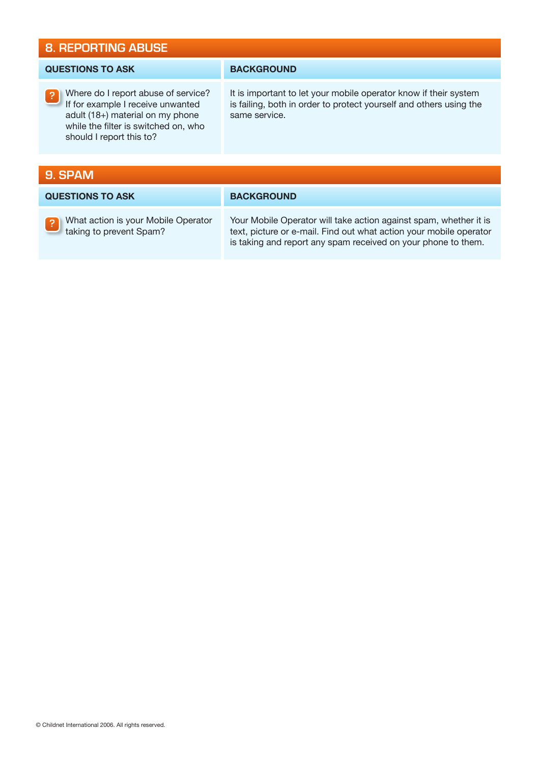## 8. REPORTING ABUSE

| QUESTIONS TO ASK | BACKGROUND |
|---|---|
| Where do I report abuse of service? If for example I receive unwanted adult (18+) material on my phone while the filter is switched on, who should I report this to? | It is important to let your mobile operator know if their system is failing, both in order to protect yourself and others using the same service. |

## 9. SPAM

| QUESTIONS TO ASK | BACKGROUND |
|---|---|
| What action is your Mobile Operator taking to prevent Spam? | Your Mobile Operator will take action against spam, whether it is text, picture or e-mail. Find out what action your mobile operator is taking and report any spam received on your phone to them. |

© Childnet International 2006. All rights reserved.